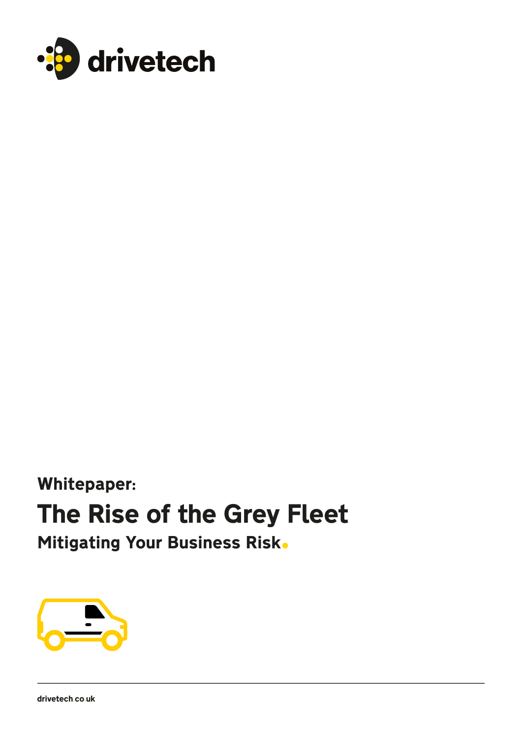drivetech

Whitepaper:

# The Rise of the Grey Fleet

## Mitigating Your Business Risk.

drivetech.co.uk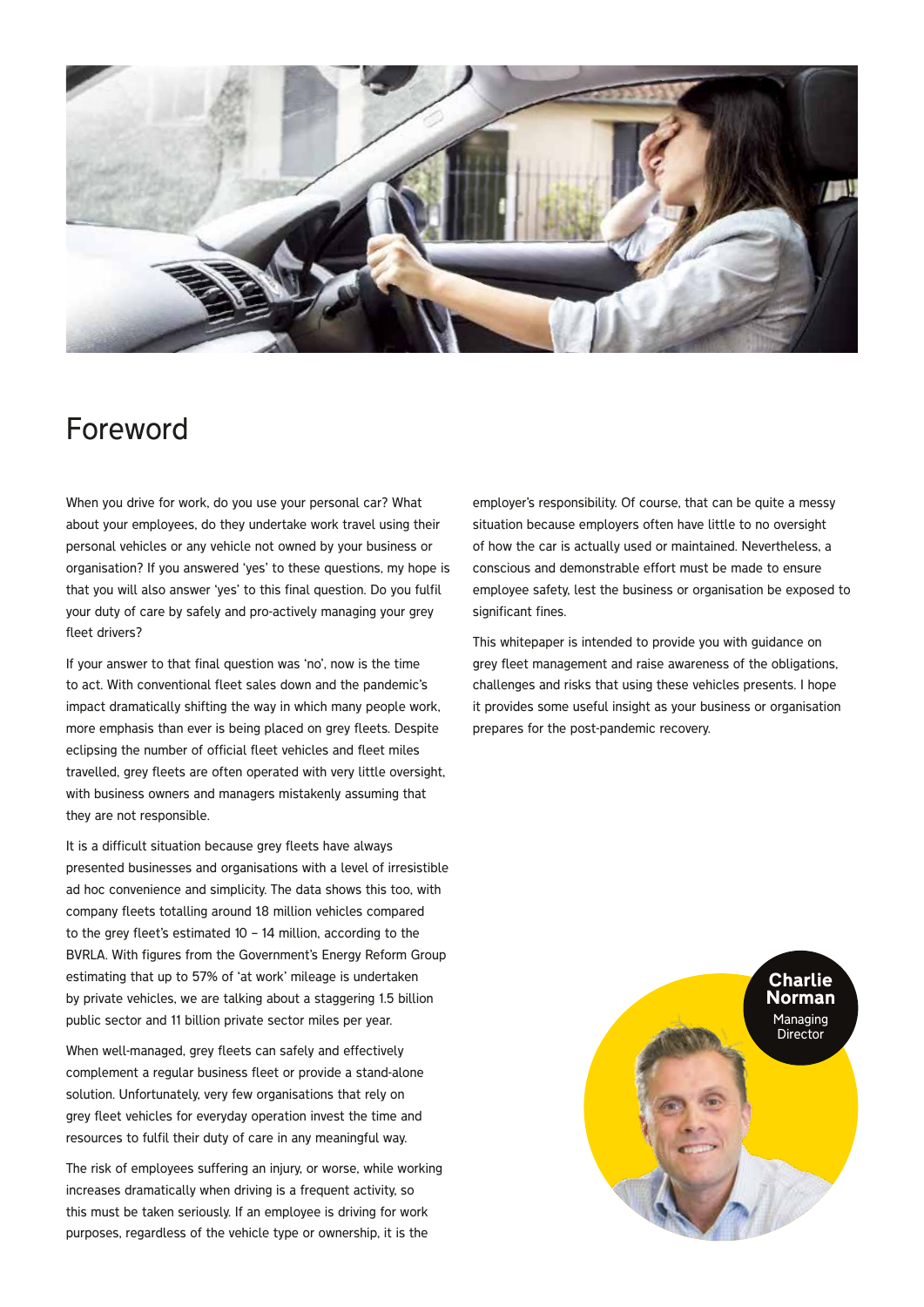# Foreword

When you drive for work, do you use your personal car? What about your employees, do they undertake work travel using their personal vehicles or any vehicle not owned by your business or organisation? If you answered 'yes' to these questions, my hope is that you will also answer 'yes' to this final question. Do you fulfil your duty of care by safely and pro-actively managing your grey fleet drivers?

If your answer to that final question was 'no', now is the time to act. With conventional fleet sales down and the pandemic's impact dramatically shifting the way in which many people work, more emphasis than ever is being placed on grey fleets. Despite eclipsing the number of official fleet vehicles and fleet miles travelled, grey fleets are often operated with very little oversight, with business owners and managers mistakenly assuming that they are not responsible.

It is a difficult situation because grey fleets have always presented businesses and organisations with a level of irresistible ad hoc convenience and simplicity. The data shows this too, with company fleets totalling around 1.8 million vehicles compared to the grey fleet's estimated 10 – 14 million, according to the BVRLA. With figures from the Government's Energy Reform Group estimating that up to 57% of 'at work' mileage is undertaken by private vehicles, we are talking about a staggering 1.5 billion public sector and 11 billion private sector miles per year.

When well-managed, grey fleets can safely and effectively complement a regular business fleet or provide a stand-alone solution. Unfortunately, very few organisations that rely on grey fleet vehicles for everyday operation invest the time and resources to fulfil their duty of care in any meaningful way.

The risk of employees suffering an injury, or worse, while working increases dramatically when driving is a frequent activity, so this must be taken seriously. If an employee is driving for work purposes, regardless of the vehicle type or ownership, it is the employer's responsibility. Of course, that can be quite a messy situation because employers often have little to no oversight of how the car is actually used or maintained. Nevertheless, a conscious and demonstrable effort must be made to ensure employee safety, lest the business or organisation be exposed to significant fines.

This whitepaper is intended to provide you with guidance on grey fleet management and raise awareness of the obligations, challenges and risks that using these vehicles presents. I hope it provides some useful insight as your business or organisation prepares for the post-pandemic recovery.

**Charlie Norman**
Managing Director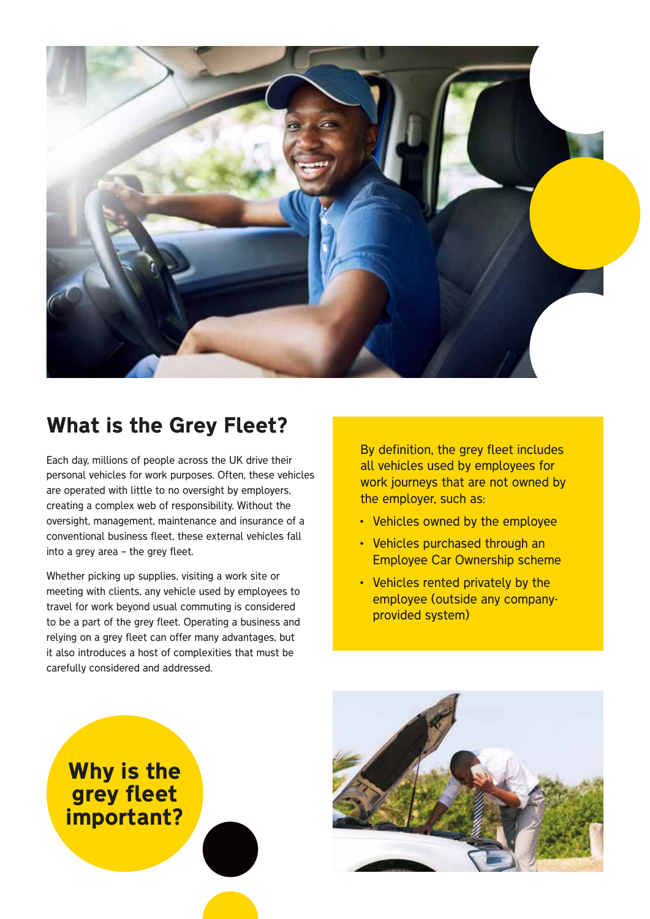## What is the Grey Fleet?

Each day, millions of people across the UK drive their personal vehicles for work purposes. Often, these vehicles are operated with little to no oversight by employers, creating a complex web of responsibility. Without the oversight, management, maintenance and insurance of a conventional business fleet, these external vehicles fall into a grey area – the grey fleet.

Whether picking up supplies, visiting a work site or meeting with clients, any vehicle used by employees to travel for work beyond usual commuting is considered to be a part of the grey fleet. Operating a business and relying on a grey fleet can offer many advantages, but it also introduces a host of complexities that must be carefully considered and addressed.

By definition, the grey fleet includes all vehicles used by employees for work journeys that are not owned by the employer, such as:

- Vehicles owned by the employee
- Vehicles purchased through an Employee Car Ownership scheme
- Vehicles rented privately by the employee (outside any company-provided system)

## Why is the grey fleet important?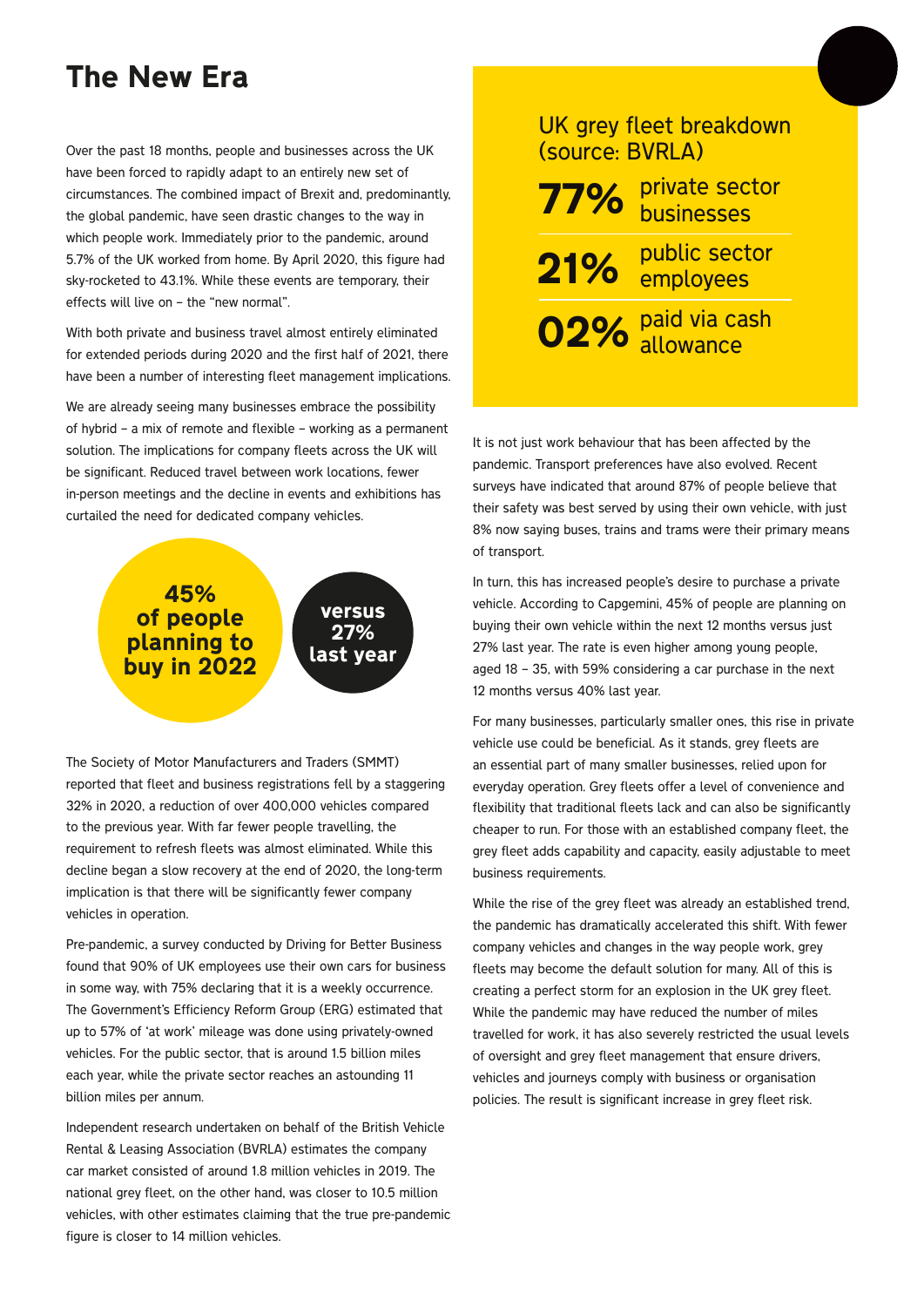# The New Era

Over the past 18 months, people and businesses across the UK have been forced to rapidly adapt to an entirely new set of circumstances. The combined impact of Brexit and, predominantly, the global pandemic, have seen drastic changes to the way in which people work. Immediately prior to the pandemic, around 5.7% of the UK worked from home. By April 2020, this figure had sky-rocketed to 43.1%. While these events are temporary, their effects will live on – the "new normal".

With both private and business travel almost entirely eliminated for extended periods during 2020 and the first half of 2021, there have been a number of interesting fleet management implications.

We are already seeing many businesses embrace the possibility of hybrid – a mix of remote and flexible – working as a permanent solution. The implications for company fleets across the UK will be significant. Reduced travel between work locations, fewer in-person meetings and the decline in events and exhibitions has curtailed the need for dedicated company vehicles.

**45% of people planning to buy in 2022**

**versus 27% last year**

The Society of Motor Manufacturers and Traders (SMMT) reported that fleet and business registrations fell by a staggering 32% in 2020, a reduction of over 400,000 vehicles compared to the previous year. With far fewer people travelling, the requirement to refresh fleets was almost eliminated. While this decline began a slow recovery at the end of 2020, the long-term implication is that there will be significantly fewer company vehicles in operation.

Pre-pandemic, a survey conducted by Driving for Better Business found that 90% of UK employees use their own cars for business in some way, with 75% declaring that it is a weekly occurrence. The Government's Efficiency Reform Group (ERG) estimated that up to 57% of 'at work' mileage was done using privately-owned vehicles. For the public sector, that is around 1.5 billion miles each year, while the private sector reaches an astounding 11 billion miles per annum.

Independent research undertaken on behalf of the British Vehicle Rental & Leasing Association (BVRLA) estimates the company car market consisted of around 1.8 million vehicles in 2019. The national grey fleet, on the other hand, was closer to 10.5 million vehicles, with other estimates claiming that the true pre-pandemic figure is closer to 14 million vehicles.

**UK grey fleet breakdown (source: BVRLA)**

- **77%** private sector businesses
- **21%** public sector employees
- **02%** paid via cash allowance

It is not just work behaviour that has been affected by the pandemic. Transport preferences have also evolved. Recent surveys have indicated that around 87% of people believe that their safety was best served by using their own vehicle, with just 8% now saying buses, trains and trams were their primary means of transport.

In turn, this has increased people's desire to purchase a private vehicle. According to Capgemini, 45% of people are planning on buying their own vehicle within the next 12 months versus just 27% last year. The rate is even higher among young people, aged 18 – 35, with 59% considering a car purchase in the next 12 months versus 40% last year.

For many businesses, particularly smaller ones, this rise in private vehicle use could be beneficial. As it stands, grey fleets are an essential part of many smaller businesses, relied upon for everyday operation. Grey fleets offer a level of convenience and flexibility that traditional fleets lack and can also be significantly cheaper to run. For those with an established company fleet, the grey fleet adds capability and capacity, easily adjustable to meet business requirements.

While the rise of the grey fleet was already an established trend, the pandemic has dramatically accelerated this shift. With fewer company vehicles and changes in the way people work, grey fleets may become the default solution for many. All of this is creating a perfect storm for an explosion in the UK grey fleet. While the pandemic may have reduced the number of miles travelled for work, it has also severely restricted the usual levels of oversight and grey fleet management that ensure drivers, vehicles and journeys comply with business or organisation policies. The result is significant increase in grey fleet risk.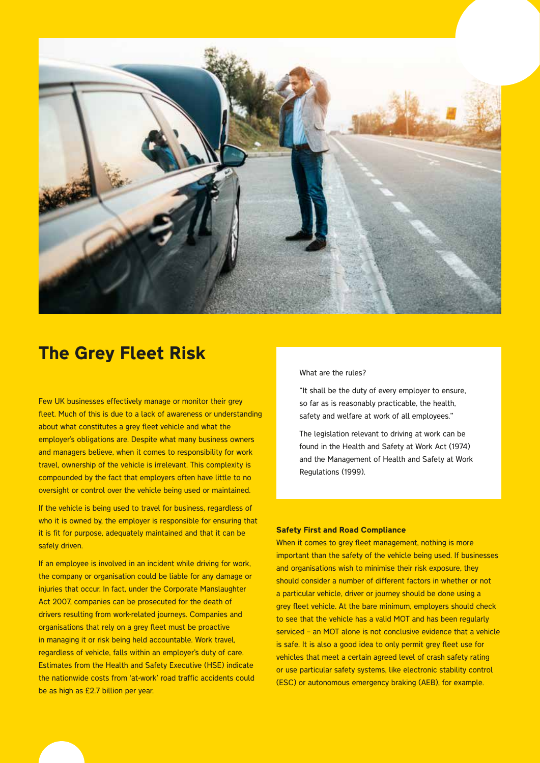## The Grey Fleet Risk

Few UK businesses effectively manage or monitor their grey fleet. Much of this is due to a lack of awareness or understanding about what constitutes a grey fleet vehicle and what the employer's obligations are. Despite what many business owners and managers believe, when it comes to responsibility for work travel, ownership of the vehicle is irrelevant. This complexity is compounded by the fact that employers often have little to no oversight or control over the vehicle being used or maintained.

If the vehicle is being used to travel for business, regardless of who it is owned by, the employer is responsible for ensuring that it is fit for purpose, adequately maintained and that it can be safely driven.

If an employee is involved in an incident while driving for work, the company or organisation could be liable for any damage or injuries that occur. In fact, under the Corporate Manslaughter Act 2007, companies can be prosecuted for the death of drivers resulting from work-related journeys. Companies and organisations that rely on a grey fleet must be proactive in managing it or risk being held accountable. Work travel, regardless of vehicle, falls within an employer's duty of care. Estimates from the Health and Safety Executive (HSE) indicate the nationwide costs from 'at-work' road traffic accidents could be as high as £2.7 billion per year.

What are the rules?

"It shall be the duty of every employer to ensure, so far as is reasonably practicable, the health, safety and welfare at work of all employees."

The legislation relevant to driving at work can be found in the Health and Safety at Work Act (1974) and the Management of Health and Safety at Work Regulations (1999).

**Safety First and Road Compliance**

When it comes to grey fleet management, nothing is more important than the safety of the vehicle being used. If businesses and organisations wish to minimise their risk exposure, they should consider a number of different factors in whether or not a particular vehicle, driver or journey should be done using a grey fleet vehicle. At the bare minimum, employers should check to see that the vehicle has a valid MOT and has been regularly serviced – an MOT alone is not conclusive evidence that a vehicle is safe. It is also a good idea to only permit grey fleet use for vehicles that meet a certain agreed level of crash safety rating or use particular safety systems, like electronic stability control (ESC) or autonomous emergency braking (AEB), for example.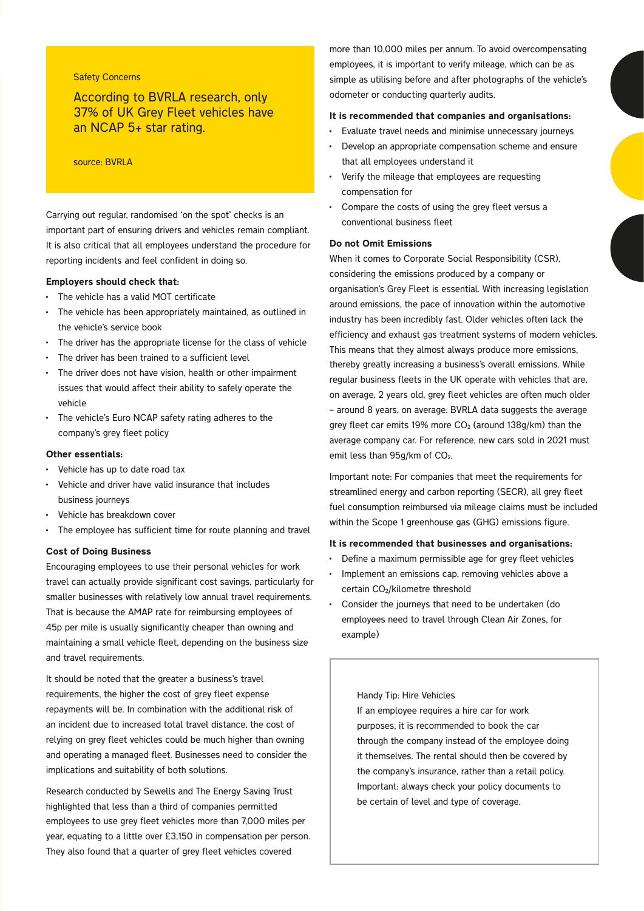Safety Concerns

According to BVRLA research, only 37% of UK Grey Fleet vehicles have an NCAP 5+ star rating.

source: BVRLA

Carrying out regular, randomised 'on the spot' checks is an important part of ensuring drivers and vehicles remain compliant. It is also critical that all employees understand the procedure for reporting incidents and feel confident in doing so.

**Employers should check that:**

- The vehicle has a valid MOT certificate
- The vehicle has been appropriately maintained, as outlined in the vehicle's service book
- The driver has the appropriate license for the class of vehicle
- The driver has been trained to a sufficient level
- The driver does not have vision, health or other impairment issues that would affect their ability to safely operate the vehicle
- The vehicle's Euro NCAP safety rating adheres to the company's grey fleet policy

**Other essentials:**

- Vehicle has up to date road tax
- Vehicle and driver have valid insurance that includes business journeys
- Vehicle has breakdown cover
- The employee has sufficient time for route planning and travel

**Cost of Doing Business**

Encouraging employees to use their personal vehicles for work travel can actually provide significant cost savings, particularly for smaller businesses with relatively low annual travel requirements. That is because the AMAP rate for reimbursing employees of 45p per mile is usually significantly cheaper than owning and maintaining a small vehicle fleet, depending on the business size and travel requirements.

It should be noted that the greater a business's travel requirements, the higher the cost of grey fleet expense repayments will be. In combination with the additional risk of an incident due to increased total travel distance, the cost of relying on grey fleet vehicles could be much higher than owning and operating a managed fleet. Businesses need to consider the implications and suitability of both solutions.

Research conducted by Sewells and The Energy Saving Trust highlighted that less than a third of companies permitted employees to use grey fleet vehicles more than 7,000 miles per year, equating to a little over £3,150 in compensation per person. They also found that a quarter of grey fleet vehicles covered more than 10,000 miles per annum. To avoid overcompensating employees, it is important to verify mileage, which can be as simple as utilising before and after photographs of the vehicle's odometer or conducting quarterly audits.

**It is recommended that companies and organisations:**

- Evaluate travel needs and minimise unnecessary journeys
- Develop an appropriate compensation scheme and ensure that all employees understand it
- Verify the mileage that employees are requesting compensation for
- Compare the costs of using the grey fleet versus a conventional business fleet

**Do not Omit Emissions**

When it comes to Corporate Social Responsibility (CSR), considering the emissions produced by a company or organisation's Grey Fleet is essential. With increasing legislation around emissions, the pace of innovation within the automotive industry has been incredibly fast. Older vehicles often lack the efficiency and exhaust gas treatment systems of modern vehicles. This means that they almost always produce more emissions, thereby greatly increasing a business's overall emissions. While regular business fleets in the UK operate with vehicles that are, on average, 2 years old, grey fleet vehicles are often much older – around 8 years, on average. BVRLA data suggests the average grey fleet car emits 19% more $CO_2$ (around 138g/km) than the average company car. For reference, new cars sold in 2021 must emit less than 95g/km of $CO_2$.

Important note: For companies that meet the requirements for streamlined energy and carbon reporting (SECR), all grey fleet fuel consumption reimbursed via mileage claims must be included within the Scope 1 greenhouse gas (GHG) emissions figure.

**It is recommended that businesses and organisations:**

- Define a maximum permissible age for grey fleet vehicles
- Implement an emissions cap, removing vehicles above a certain $CO_2$/kilometre threshold
- Consider the journeys that need to be undertaken (do employees need to travel through Clean Air Zones, for example)

Handy Tip: Hire Vehicles

If an employee requires a hire car for work purposes, it is recommended to book the car through the company instead of the employee doing it themselves. The rental should then be covered by the company's insurance, rather than a retail policy. Important: always check your policy documents to be certain of level and type of coverage.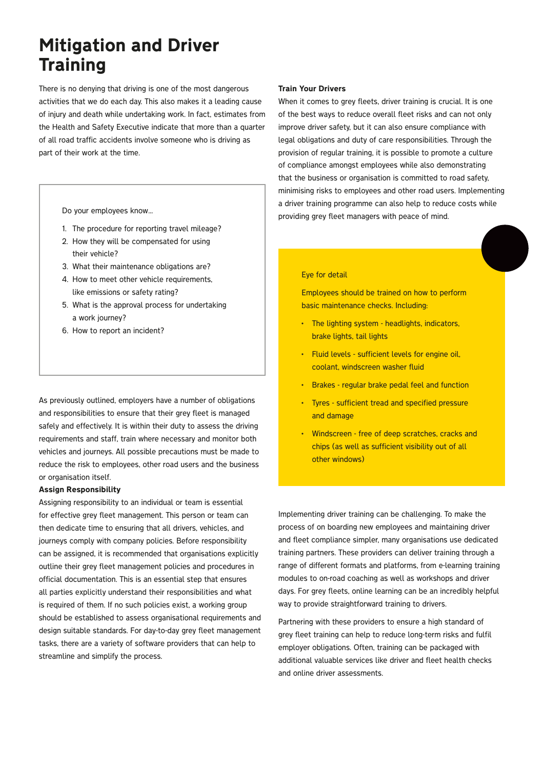# Mitigation and Driver Training

There is no denying that driving is one of the most dangerous activities that we do each day. This also makes it a leading cause of injury and death while undertaking work. In fact, estimates from the Health and Safety Executive indicate that more than a quarter of all road traffic accidents involve someone who is driving as part of their work at the time.

Do your employees know...

1. The procedure for reporting travel mileage?
2. How they will be compensated for using their vehicle?
3. What their maintenance obligations are?
4. How to meet other vehicle requirements, like emissions or safety rating?
5. What is the approval process for undertaking a work journey?
6. How to report an incident?

As previously outlined, employers have a number of obligations and responsibilities to ensure that their grey fleet is managed safely and effectively. It is within their duty to assess the driving requirements and staff, train where necessary and monitor both vehicles and journeys. All possible precautions must be made to reduce the risk to employees, other road users and the business or organisation itself.

**Assign Responsibility**

Assigning responsibility to an individual or team is essential for effective grey fleet management. This person or team can then dedicate time to ensuring that all drivers, vehicles, and journeys comply with company policies. Before responsibility can be assigned, it is recommended that organisations explicitly outline their grey fleet management policies and procedures in official documentation. This is an essential step that ensures all parties explicitly understand their responsibilities and what is required of them. If no such policies exist, a working group should be established to assess organisational requirements and design suitable standards. For day-to-day grey fleet management tasks, there are a variety of software providers that can help to streamline and simplify the process.

**Train Your Drivers**

When it comes to grey fleets, driver training is crucial. It is one of the best ways to reduce overall fleet risks and can not only improve driver safety, but it can also ensure compliance with legal obligations and duty of care responsibilities. Through the provision of regular training, it is possible to promote a culture of compliance amongst employees while also demonstrating that the business or organisation is committed to road safety, minimising risks to employees and other road users. Implementing a driver training programme can also help to reduce costs while providing grey fleet managers with peace of mind.

Eye for detail

Employees should be trained on how to perform basic maintenance checks. Including:

- The lighting system - headlights, indicators, brake lights, tail lights
- Fluid levels - sufficient levels for engine oil, coolant, windscreen washer fluid
- Brakes - regular brake pedal feel and function
- Tyres - sufficient tread and specified pressure and damage
- Windscreen - free of deep scratches, cracks and chips (as well as sufficient visibility out of all other windows)

Implementing driver training can be challenging. To make the process of on boarding new employees and maintaining driver and fleet compliance simpler, many organisations use dedicated training partners. These providers can deliver training through a range of different formats and platforms, from e-learning training modules to on-road coaching as well as workshops and driver days. For grey fleets, online learning can be an incredibly helpful way to provide straightforward training to drivers.

Partnering with these providers to ensure a high standard of grey fleet training can help to reduce long-term risks and fulfil employer obligations. Often, training can be packaged with additional valuable services like driver and fleet health checks and online driver assessments.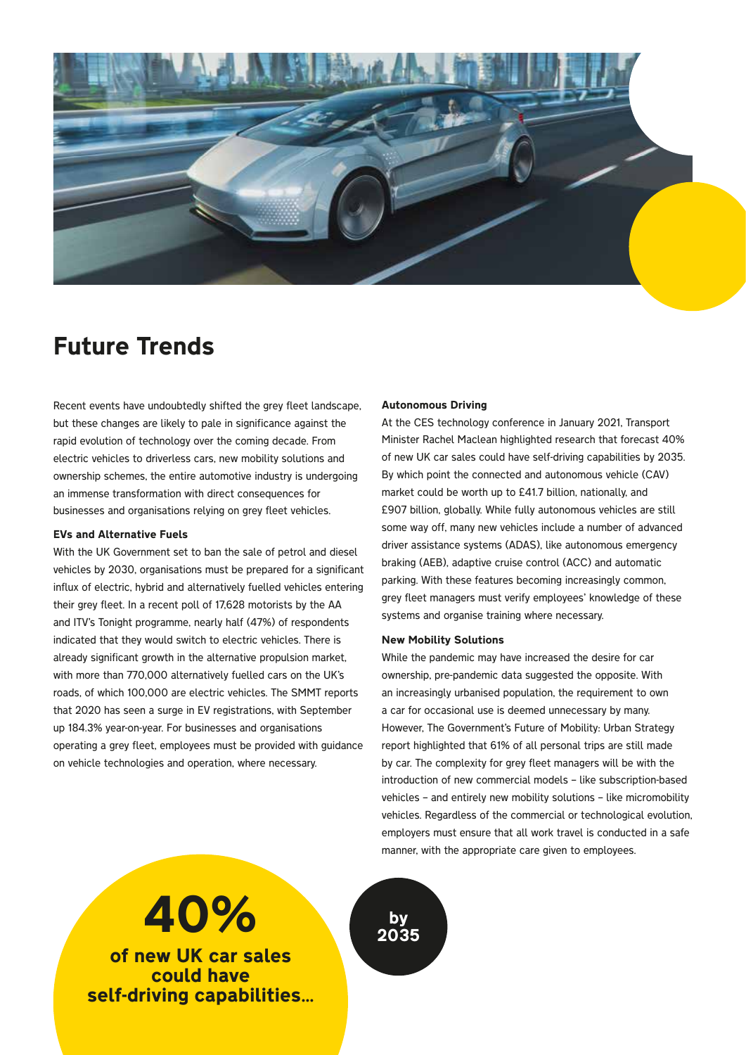# Future Trends

Recent events have undoubtedly shifted the grey fleet landscape, but these changes are likely to pale in significance against the rapid evolution of technology over the coming decade. From electric vehicles to driverless cars, new mobility solutions and ownership schemes, the entire automotive industry is undergoing an immense transformation with direct consequences for businesses and organisations relying on grey fleet vehicles.

**EVs and Alternative Fuels**

With the UK Government set to ban the sale of petrol and diesel vehicles by 2030, organisations must be prepared for a significant influx of electric, hybrid and alternatively fuelled vehicles entering their grey fleet. In a recent poll of 17,628 motorists by the AA and ITV's Tonight programme, nearly half (47%) of respondents indicated that they would switch to electric vehicles. There is already significant growth in the alternative propulsion market, with more than 770,000 alternatively fuelled cars on the UK's roads, of which 100,000 are electric vehicles. The SMMT reports that 2020 has seen a surge in EV registrations, with September up 184.3% year-on-year. For businesses and organisations operating a grey fleet, employees must be provided with guidance on vehicle technologies and operation, where necessary.

**Autonomous Driving**

At the CES technology conference in January 2021, Transport Minister Rachel Maclean highlighted research that forecast 40% of new UK car sales could have self-driving capabilities by 2035. By which point the connected and autonomous vehicle (CAV) market could be worth up to £41.7 billion, nationally, and £907 billion, globally. While fully autonomous vehicles are still some way off, many new vehicles include a number of advanced driver assistance systems (ADAS), like autonomous emergency braking (AEB), adaptive cruise control (ACC) and automatic parking. With these features becoming increasingly common, grey fleet managers must verify employees' knowledge of these systems and organise training where necessary.

**New Mobility Solutions**

While the pandemic may have increased the desire for car ownership, pre-pandemic data suggested the opposite. With an increasingly urbanised population, the requirement to own a car for occasional use is deemed unnecessary by many. However, The Government's Future of Mobility: Urban Strategy report highlighted that 61% of all personal trips are still made by car. The complexity for grey fleet managers will be with the introduction of new commercial models – like subscription-based vehicles – and entirely new mobility solutions – like micromobility vehicles. Regardless of the commercial or technological evolution, employers must ensure that all work travel is conducted in a safe manner, with the appropriate care given to employees.

**40%**

**of new UK car sales could have self-driving capabilities...**

**by 2035**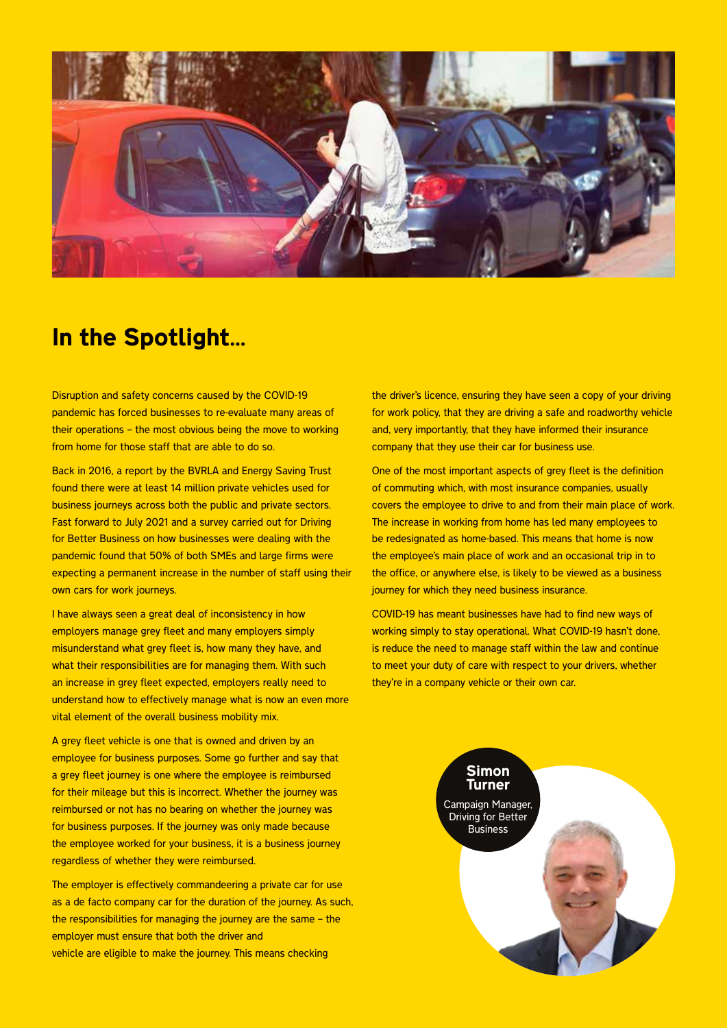## In the Spotlight...

Disruption and safety concerns caused by the COVID-19 pandemic has forced businesses to re-evaluate many areas of their operations – the most obvious being the move to working from home for those staff that are able to do so.

Back in 2016, a report by the BVRLA and Energy Saving Trust found there were at least 14 million private vehicles used for business journeys across both the public and private sectors. Fast forward to July 2021 and a survey carried out for Driving for Better Business on how businesses were dealing with the pandemic found that 50% of both SMEs and large firms were expecting a permanent increase in the number of staff using their own cars for work journeys.

I have always seen a great deal of inconsistency in how employers manage grey fleet and many employers simply misunderstand what grey fleet is, how many they have, and what their responsibilities are for managing them. With such an increase in grey fleet expected, employers really need to understand how to effectively manage what is now an even more vital element of the overall business mobility mix.

A grey fleet vehicle is one that is owned and driven by an employee for business purposes. Some go further and say that a grey fleet journey is one where the employee is reimbursed for their mileage but this is incorrect. Whether the journey was reimbursed or not has no bearing on whether the journey was for business purposes. If the journey was only made because the employee worked for your business, it is a business journey regardless of whether they were reimbursed.

The employer is effectively commandeering a private car for use as a de facto company car for the duration of the journey. As such, the responsibilities for managing the journey are the same – the employer must ensure that both the driver and vehicle are eligible to make the journey. This means checking the driver's licence, ensuring they have seen a copy of your driving for work policy, that they are driving a safe and roadworthy vehicle and, very importantly, that they have informed their insurance company that they use their car for business use.

One of the most important aspects of grey fleet is the definition of commuting which, with most insurance companies, usually covers the employee to drive to and from their main place of work. The increase in working from home has led many employees to be redesignated as home-based. This means that home is now the employee's main place of work and an occasional trip in to the office, or anywhere else, is likely to be viewed as a business journey for which they need business insurance.

COVID-19 has meant businesses have had to find new ways of working simply to stay operational. What COVID-19 hasn't done, is reduce the need to manage staff within the law and continue to meet your duty of care with respect to your drivers, whether they're in a company vehicle or their own car.

**Simon Turner**
Campaign Manager, Driving for Better Business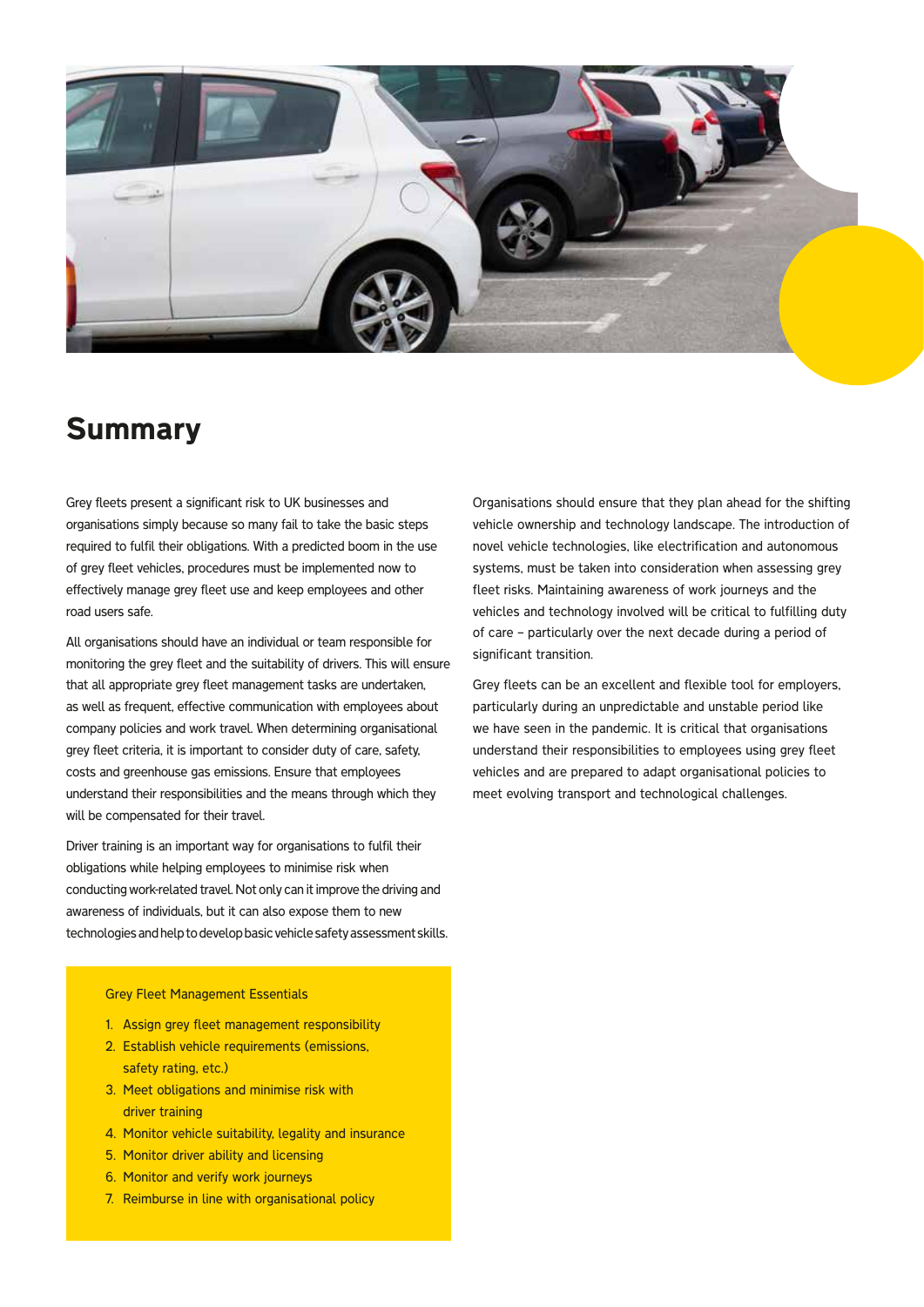# Summary

Grey fleets present a significant risk to UK businesses and organisations simply because so many fail to take the basic steps required to fulfil their obligations. With a predicted boom in the use of grey fleet vehicles, procedures must be implemented now to effectively manage grey fleet use and keep employees and other road users safe.

All organisations should have an individual or team responsible for monitoring the grey fleet and the suitability of drivers. This will ensure that all appropriate grey fleet management tasks are undertaken, as well as frequent, effective communication with employees about company policies and work travel. When determining organisational grey fleet criteria, it is important to consider duty of care, safety, costs and greenhouse gas emissions. Ensure that employees understand their responsibilities and the means through which they will be compensated for their travel.

Driver training is an important way for organisations to fulfil their obligations while helping employees to minimise risk when conducting work-related travel. Not only can it improve the driving and awareness of individuals, but it can also expose them to new technologies and help to develop basic vehicle safety assessment skills.

Grey Fleet Management Essentials

1. Assign grey fleet management responsibility
2. Establish vehicle requirements (emissions, safety rating, etc.)
3. Meet obligations and minimise risk with driver training
4. Monitor vehicle suitability, legality and insurance
5. Monitor driver ability and licensing
6. Monitor and verify work journeys
7. Reimburse in line with organisational policy

Organisations should ensure that they plan ahead for the shifting vehicle ownership and technology landscape. The introduction of novel vehicle technologies, like electrification and autonomous systems, must be taken into consideration when assessing grey fleet risks. Maintaining awareness of work journeys and the vehicles and technology involved will be critical to fulfilling duty of care – particularly over the next decade during a period of significant transition.

Grey fleets can be an excellent and flexible tool for employers, particularly during an unpredictable and unstable period like we have seen in the pandemic. It is critical that organisations understand their responsibilities to employees using grey fleet vehicles and are prepared to adapt organisational policies to meet evolving transport and technological challenges.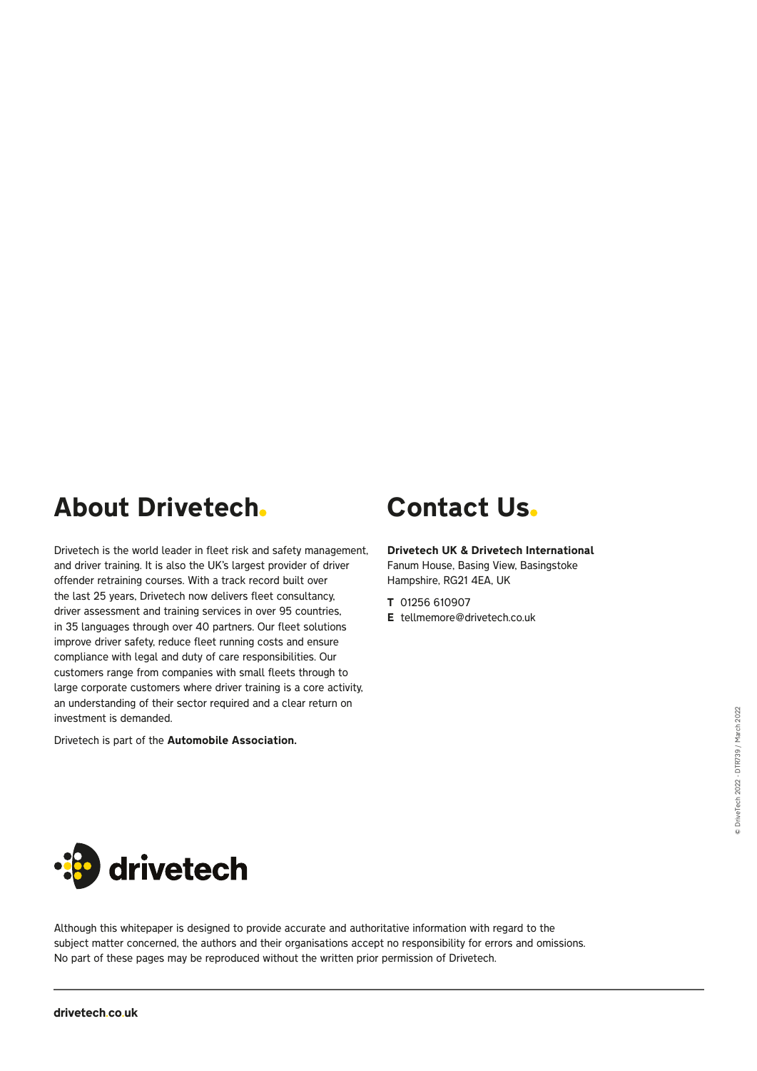## About Drivetech.

Drivetech is the world leader in fleet risk and safety management, and driver training. It is also the UK's largest provider of driver offender retraining courses. With a track record built over the last 25 years, Drivetech now delivers fleet consultancy, driver assessment and training services in over 95 countries, in 35 languages through over 40 partners. Our fleet solutions improve driver safety, reduce fleet running costs and ensure compliance with legal and duty of care responsibilities. Our customers range from companies with small fleets through to large corporate customers where driver training is a core activity, an understanding of their sector required and a clear return on investment is demanded.

Drivetech is part of the **Automobile Association.**

## Contact Us.

**Drivetech UK & Drivetech International**
Fanum House, Basing View, Basingstoke
Hampshire, RG21 4EA, UK

**T** 01256 610907
**E** tellmemore@drivetech.co.uk

© DriveTech 2022 - DTR739 / March 2022

drivetech

Although this whitepaper is designed to provide accurate and authoritative information with regard to the subject matter concerned, the authors and their organisations accept no responsibility for errors and omissions. No part of these pages may be reproduced without the written prior permission of Drivetech.

**drivetech.co.uk**